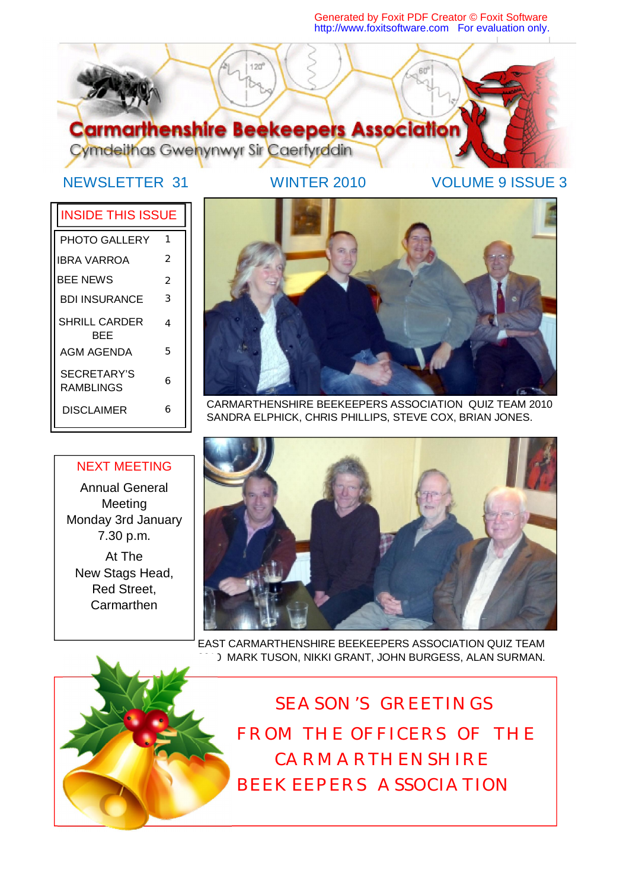Generated by Foxit PDF Creator © Foxit Software
http://www.foxitsoftware.com For evaluation only.

# Carmarthenshire Beekeepers Association

Cymdeithas Gwenynwyr Sir Caerfyrddin

NEWSLETTER 31 | WINTER 2010 | VOLUME 9 ISSUE 3

## INSIDE THIS ISSUE

| | |
|---|---|
| PHOTO GALLERY | 1 |
| IBRA VARROA | 2 |
| BEE NEWS | 2 |
| BDI INSURANCE | 3 |
| SHRILL CARDER BEE | 4 |
| AGM AGENDA | 5 |
| SECRETARY'S RAMBLINGS | 6 |
| DISCLAIMER | 6 |

CARMARTHENSHIRE BEEKEEPERS ASSOCIATION QUIZ TEAM 2010
SANDRA ELPHICK, CHRIS PHILLIPS, STEVE COX, BRIAN JONES.

## NEXT MEETING

Annual General Meeting
Monday 3rd January
7.30 p.m.

At The
New Stags Head,
Red Street,
Carmarthen

EAST CARMARTHENSHIRE BEEKEEPERS ASSOCIATION QUIZ TEAM 2010 MARK TUSON, NIKKI GRANT, JOHN BURGESS, ALAN SURMAN.

SEASON'S GREETINGS
FROM THE OFFICERS OF THE
CARMARTHENSHIRE
BEEKEEPERS ASSOCIATION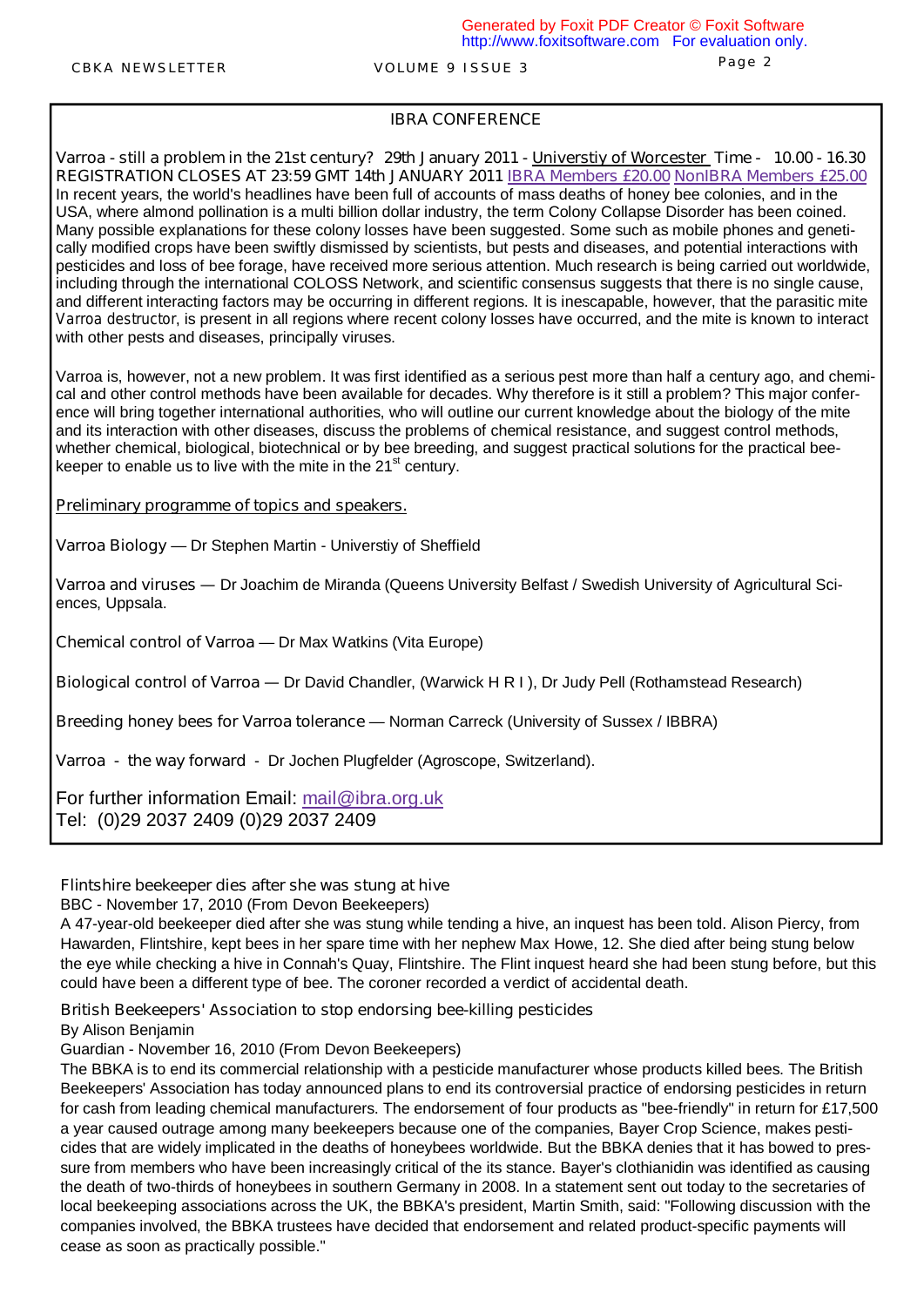## IBRA CONFERENCE

Varroa - still a problem in the 21st century? 29th January 2011 - Universtiy of Worcester Time - 10.00 - 16.30 REGISTRATION CLOSES AT 23:59 GMT 14th JANUARY 2011 IBRA Members £20.00 NonIBRA Members £25.00

In recent years, the world's headlines have been full of accounts of mass deaths of honey bee colonies, and in the USA, where almond pollination is a multi billion dollar industry, the term Colony Collapse Disorder has been coined. Many possible explanations for these colony losses have been suggested. Some such as mobile phones and genetically modified crops have been swiftly dismissed by scientists, but pests and diseases, and potential interactions with pesticides and loss of bee forage, have received more serious attention. Much research is being carried out worldwide, including through the international COLOSS Network, and scientific consensus suggests that there is no single cause, and different interacting factors may be occurring in different regions. It is inescapable, however, that the parasitic mite *Varroa destructor*, is present in all regions where recent colony losses have occurred, and the mite is known to interact with other pests and diseases, principally viruses.

Varroa is, however, not a new problem. It was first identified as a serious pest more than half a century ago, and chemical and other control methods have been available for decades. Why therefore is it still a problem? This major conference will bring together international authorities, who will outline our current knowledge about the biology of the mite and its interaction with other diseases, discuss the problems of chemical resistance, and suggest control methods, whether chemical, biological, biotechnical or by bee breeding, and suggest practical solutions for the practical beekeeper to enable us to live with the mite in the 21st century.

Preliminary programme of topics and speakers.

Varroa Biology — Dr Stephen Martin - Universtiy of Sheffield

Varroa and viruses — Dr Joachim de Miranda (Queens University Belfast / Swedish University of Agricultural Sciences, Uppsala.

Chemical control of Varroa — Dr Max Watkins (Vita Europe)

Biological control of Varroa — Dr David Chandler, (Warwick H R I ), Dr Judy Pell (Rothamstead Research)

Breeding honey bees for Varroa tolerance — Norman Carreck (University of Sussex / IBBRA)

Varroa - the way forward - Dr Jochen Plugfelder (Agroscope, Switzerland).

For further information Email: mail@ibra.org.uk
Tel: (0)29 2037 2409 (0)29 2037 2409

### Flintshire beekeeper dies after she was stung at hive

BBC - November 17, 2010 (From Devon Beekeepers)

A 47-year-old beekeeper died after she was stung while tending a hive, an inquest has been told. Alison Piercy, from Hawarden, Flintshire, kept bees in her spare time with her nephew Max Howe, 12. She died after being stung below the eye while checking a hive in Connah's Quay, Flintshire. The Flint inquest heard she had been stung before, but this could have been a different type of bee. The coroner recorded a verdict of accidental death.

### British Beekeepers' Association to stop endorsing bee-killing pesticides

By Alison Benjamin

Guardian - November 16, 2010 (From Devon Beekeepers)

The BBKA is to end its commercial relationship with a pesticide manufacturer whose products killed bees. The British Beekeepers' Association has today announced plans to end its controversial practice of endorsing pesticides in return for cash from leading chemical manufacturers. The endorsement of four products as "bee-friendly" in return for £17,500 a year caused outrage among many beekeepers because one of the companies, Bayer Crop Science, makes pesticides that are widely implicated in the deaths of honeybees worldwide. But the BBKA denies that it has bowed to pressure from members who have been increasingly critical of the its stance. Bayer's clothianidin was identified as causing the death of two-thirds of honeybees in southern Germany in 2008. In a statement sent out today to the secretaries of local beekeeping associations across the UK, the BBKA's president, Martin Smith, said: "Following discussion with the companies involved, the BBKA trustees have decided that endorsement and related product-specific payments will cease as soon as practically possible."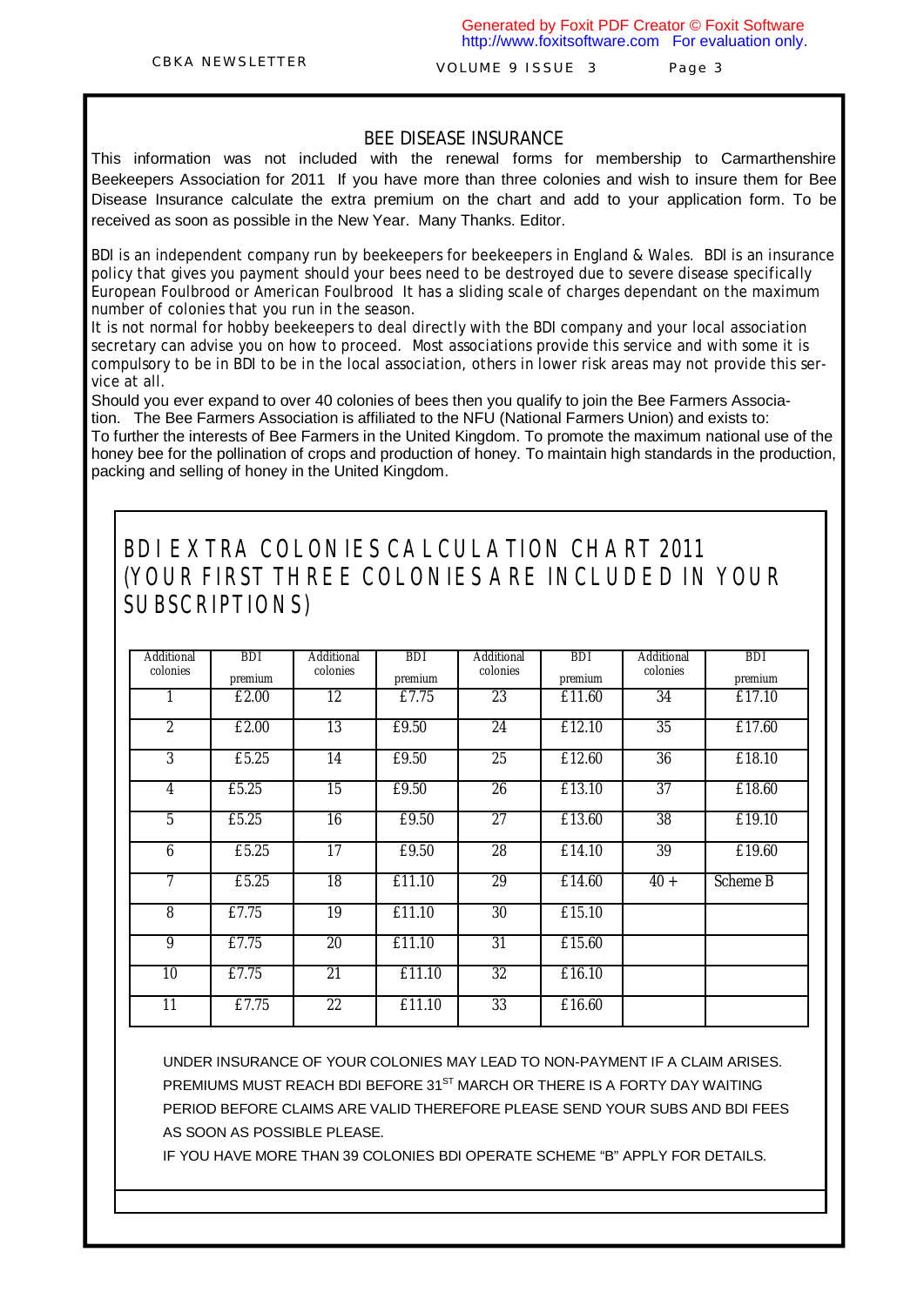## BEE DISEASE INSURANCE

This information was not included with the renewal forms for membership to Carmarthenshire Beekeepers Association for 2011 If you have more than three colonies and wish to insure them for Bee Disease Insurance calculate the extra premium on the chart and add to your application form. To be received as soon as possible in the New Year. Many Thanks. Editor.

BDI is an independent company run by beekeepers for beekeepers in England & Wales. BDI is an insurance policy that gives you payment should your bees need to be destroyed due to severe disease specifically European Foulbrood or American Foulbrood It has a sliding scale of charges dependant on the maximum number of colonies that you run in the season.

It is not normal for hobby beekeepers to deal directly with the BDI company and your local association secretary can advise you on how to proceed. Most associations provide this service and with some it is compulsory to be in BDI to be in the local association, others in lower risk areas may not provide this service at all.

Should you ever expand to over 40 colonies of bees then you qualify to join the Bee Farmers Association. The Bee Farmers Association is affiliated to the NFU (National Farmers Union) and exists to:

To further the interests of Bee Farmers in the United Kingdom. To promote the maximum national use of the honey bee for the pollination of crops and production of honey. To maintain high standards in the production, packing and selling of honey in the United Kingdom.

## BDI EXTRA COLONIES CALCULATION CHART 2011 (YOUR FIRST THREE COLONIES ARE INCLUDED IN YOUR SUBSCRIPTIONS)

| Additional colonies | BDI premium | Additional colonies | BDI premium | Additional colonies | BDI premium | Additional colonies | BDI premium |
|---|---|---|---|---|---|---|---|
| 1 | £2.00 | 12 | £7.75 | 23 | £11.60 | 34 | £17.10 |
| 2 | £2.00 | 13 | £9.50 | 24 | £12.10 | 35 | £17.60 |
| 3 | £5.25 | 14 | £9.50 | 25 | £12.60 | 36 | £18.10 |
| 4 | £5.25 | 15 | £9.50 | 26 | £13.10 | 37 | £18.60 |
| 5 | £5.25 | 16 | £9.50 | 27 | £13.60 | 38 | £19.10 |
| 6 | £5.25 | 17 | £9.50 | 28 | £14.10 | 39 | £19.60 |
| 7 | £5.25 | 18 | £11.10 | 29 | £14.60 | 40 + | Scheme B |
| 8 | £7.75 | 19 | £11.10 | 30 | £15.10 | | |
| 9 | £7.75 | 20 | £11.10 | 31 | £15.60 | | |
| 10 | £7.75 | 21 | £11.10 | 32 | £16.10 | | |
| 11 | £7.75 | 22 | £11.10 | 33 | £16.60 | | |

UNDER INSURANCE OF YOUR COLONIES MAY LEAD TO NON-PAYMENT IF A CLAIM ARISES. PREMIUMS MUST REACH BDI BEFORE 31ST MARCH OR THERE IS A FORTY DAY WAITING PERIOD BEFORE CLAIMS ARE VALID THEREFORE PLEASE SEND YOUR SUBS AND BDI FEES AS SOON AS POSSIBLE PLEASE.

IF YOU HAVE MORE THAN 39 COLONIES BDI OPERATE SCHEME "B" APPLY FOR DETAILS.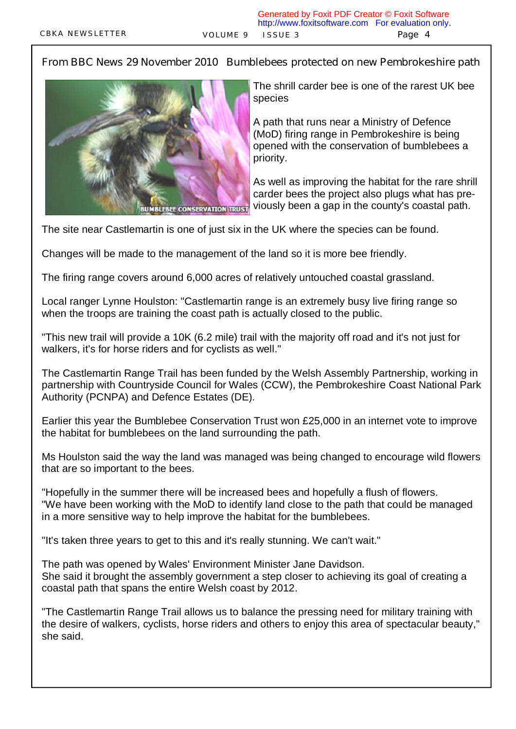## From BBC News 29 November 2010 Bumblebees protected on new Pembrokeshire path

The shrill carder bee is one of the rarest UK bee species

A path that runs near a Ministry of Defence (MoD) firing range in Pembrokeshire is being opened with the conservation of bumblebees a priority.

As well as improving the habitat for the rare shrill carder bees the project also plugs what has previously been a gap in the county's coastal path.

The site near Castlemartin is one of just six in the UK where the species can be found.

Changes will be made to the management of the land so it is more bee friendly.

The firing range covers around 6,000 acres of relatively untouched coastal grassland.

Local ranger Lynne Houlston: "Castlemartin range is an extremely busy live firing range so when the troops are training the coast path is actually closed to the public.

"This new trail will provide a 10K (6.2 mile) trail with the majority off road and it's not just for walkers, it's for horse riders and for cyclists as well."

The Castlemartin Range Trail has been funded by the Welsh Assembly Partnership, working in partnership with Countryside Council for Wales (CCW), the Pembrokeshire Coast National Park Authority (PCNPA) and Defence Estates (DE).

Earlier this year the Bumblebee Conservation Trust won £25,000 in an internet vote to improve the habitat for bumblebees on the land surrounding the path.

Ms Houlston said the way the land was managed was being changed to encourage wild flowers that are so important to the bees.

"Hopefully in the summer there will be increased bees and hopefully a flush of flowers.
"We have been working with the MoD to identify land close to the path that could be managed in a more sensitive way to help improve the habitat for the bumblebees.

"It's taken three years to get to this and it's really stunning. We can't wait."

The path was opened by Wales' Environment Minister Jane Davidson.
She said it brought the assembly government a step closer to achieving its goal of creating a coastal path that spans the entire Welsh coast by 2012.

"The Castlemartin Range Trail allows us to balance the pressing need for military training with the desire of walkers, cyclists, horse riders and others to enjoy this area of spectacular beauty," she said.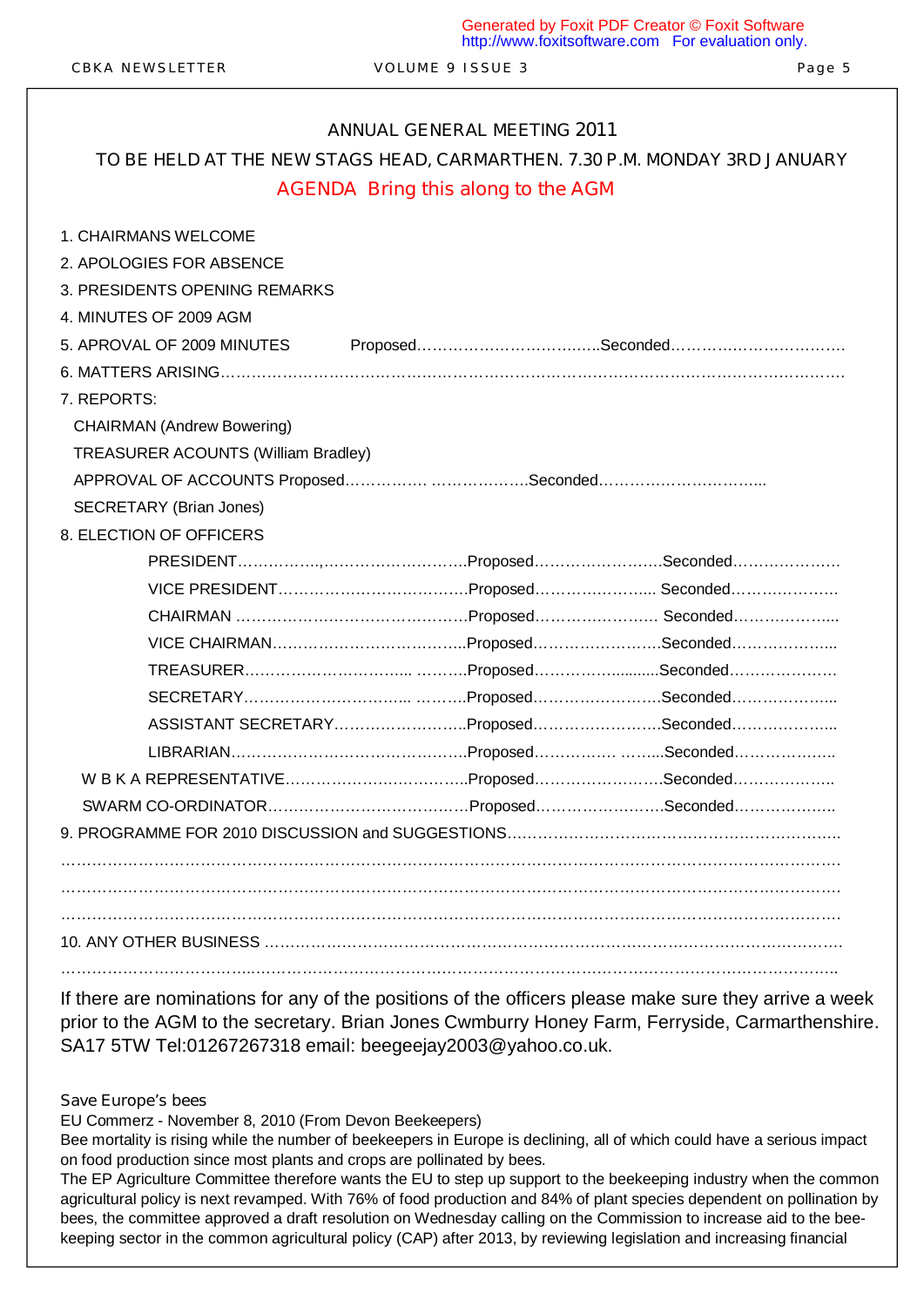# ANNUAL GENERAL MEETING 2011

## TO BE HELD AT THE NEW STAGS HEAD, CARMARTHEN. 7.30 P.M. MONDAY 3RD JANUARY

### AGENDA Bring this along to the AGM

1. CHAIRMANS WELCOME
2. APOLOGIES FOR ABSENCE
3. PRESIDENTS OPENING REMARKS
4. MINUTES OF 2009 AGM
5. APROVAL OF 2009 MINUTES Proposed……………………….…..Seconded……………………………
6. MATTERS ARISING……………………………………………………………………………………………
7. REPORTS:

   CHAIRMAN (Andrew Bowering)

   TREASURER ACOUNTS (William Bradley)

   APPROVAL OF ACCOUNTS Proposed……………. ……………….Seconded…………………………...

   SECRETARY (Brian Jones)

8. ELECTION OF OFFICERS

   PRESIDENT……………..,………………………..Proposed……………………..Seconded…………………

   VICE PRESIDENT………………………………..Proposed…………………... Seconded…………………

   CHAIRMAN ……………………………………..Proposed…………………… Seconded………………...

   VICE CHAIRMAN………………………………...Proposed……………………..Seconded………………...

   TREASURER…………………………... ……….Proposed……………..........Seconded…………………

   SECRETARY…………………………... ……….Proposed……………………..Seconded………………...

   ASSISTANT SECRETARY……………………..Proposed……………………..Seconded………………...

   LIBRARIAN………………………………………..Proposed……………. ……..Seconded………………..

   W B K A REPRESENTATIVE……………………………..Proposed……………………..Seconded………………..

   SWARM CO-ORDINATOR…………………………………Proposed……………………..Seconded………………..

9. PROGRAMME FOR 2010 DISCUSSION and SUGGESTIONS………………………………………………………..

………………………………………………………………………………………………………………………

………………………………………………………………………………………………………………………

………………………………………………………………………………………………………………………

10. ANY OTHER BUSINESS …………………………………………………………………………………………

………………………………...…………………………………………………………………………………….

If there are nominations for any of the positions of the officers please make sure they arrive a week prior to the AGM to the secretary. Brian Jones Cwmburry Honey Farm, Ferryside, Carmarthenshire. SA17 5TW Tel:01267267318 email: beegeejay2003@yahoo.co.uk.

Save Europe's bees

EU Commerz - November 8, 2010 (From Devon Beekeepers)

Bee mortality is rising while the number of beekeepers in Europe is declining, all of which could have a serious impact on food production since most plants and crops are pollinated by bees.

The EP Agriculture Committee therefore wants the EU to step up support to the beekeeping industry when the common agricultural policy is next revamped. With 76% of food production and 84% of plant species dependent on pollination by bees, the committee approved a draft resolution on Wednesday calling on the Commission to increase aid to the bee-keeping sector in the common agricultural policy (CAP) after 2013, by reviewing legislation and increasing financial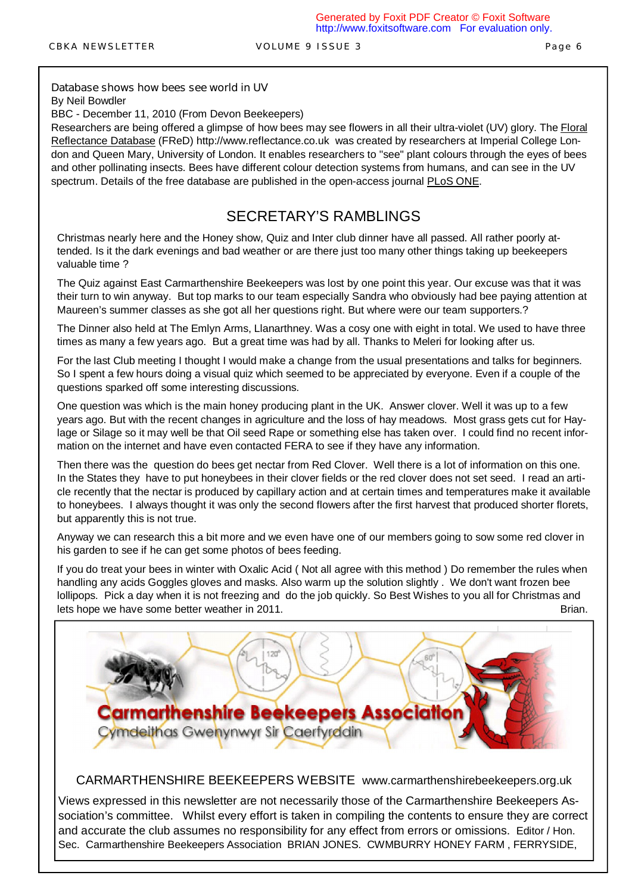Database shows how bees see world in UV

By Neil Bowdler

BBC - December 11, 2010 (From Devon Beekeepers)

Researchers are being offered a glimpse of how bees may see flowers in all their ultra-violet (UV) glory. The Floral Reflectance Database (FReD) http://www.reflectance.co.uk was created by researchers at Imperial College London and Queen Mary, University of London. It enables researchers to "see" plant colours through the eyes of bees and other pollinating insects. Bees have different colour detection systems from humans, and can see in the UV spectrum. Details of the free database are published in the open-access journal PLoS ONE.

## SECRETARY'S RAMBLINGS

Christmas nearly here and the Honey show, Quiz and Inter club dinner have all passed. All rather poorly attended. Is it the dark evenings and bad weather or are there just too many other things taking up beekeepers valuable time ?

The Quiz against East Carmarthenshire Beekeepers was lost by one point this year. Our excuse was that it was their turn to win anyway. But top marks to our team especially Sandra who obviously had bee paying attention at Maureen's summer classes as she got all her questions right. But where were our team supporters.?

The Dinner also held at The Emlyn Arms, Llanarthney. Was a cosy one with eight in total. We used to have three times as many a few years ago. But a great time was had by all. Thanks to Meleri for looking after us.

For the last Club meeting I thought I would make a change from the usual presentations and talks for beginners. So I spent a few hours doing a visual quiz which seemed to be appreciated by everyone. Even if a couple of the questions sparked off some interesting discussions.

One question was which is the main honey producing plant in the UK. Answer clover. Well it was up to a few years ago. But with the recent changes in agriculture and the loss of hay meadows. Most grass gets cut for Haylage or Silage so it may well be that Oil seed Rape or something else has taken over. I could find no recent information on the internet and have even contacted FERA to see if they have any information.

Then there was the question do bees get nectar from Red Clover. Well there is a lot of information on this one. In the States they have to put honeybees in their clover fields or the red clover does not set seed. I read an article recently that the nectar is produced by capillary action and at certain times and temperatures make it available to honeybees. I always thought it was only the second flowers after the first harvest that produced shorter florets, but apparently this is not true.

Anyway we can research this a bit more and we even have one of our members going to sow some red clover in his garden to see if he can get some photos of bees feeding.

If you do treat your bees in winter with Oxalic Acid ( Not all agree with this method ) Do remember the rules when handling any acids Goggles gloves and masks. Also warm up the solution slightly . We don't want frozen bee lollipops. Pick a day when it is not freezing and do the job quickly. So Best Wishes to you all for Christmas and lets hope we have some better weather in 2011.

Brian.

Carmarthenshire Beekeepers Association

Cymdeithas Gwenynwyr Sir Caerfyrddin

CARMARTHENSHIRE BEEKEEPERS WEBSITE www.carmarthenshirebeekeepers.org.uk

Views expressed in this newsletter are not necessarily those of the Carmarthenshire Beekeepers Association's committee. Whilst every effort is taken in compiling the contents to ensure they are correct and accurate the club assumes no responsibility for any effect from errors or omissions. Editor / Hon. Sec. Carmarthenshire Beekeepers Association BRIAN JONES. CWMBURRY HONEY FARM , FERRYSIDE,